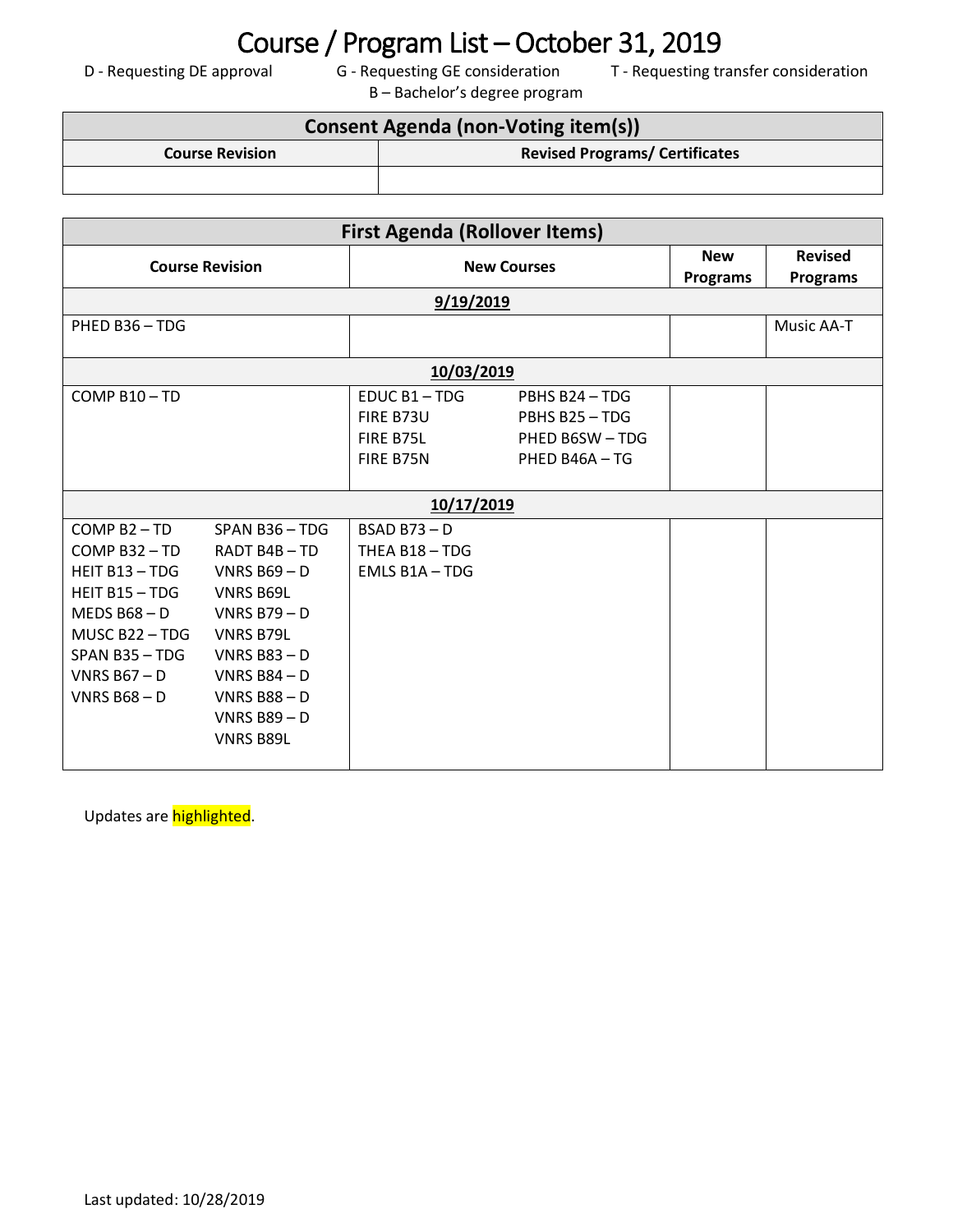# Course / Program List – October 31, 2019

D - Requesting DE approval　　G - Requesting GE consideration　　T - Requesting transfer consideration

B – Bachelor's degree program

| Consent Agenda (non-Voting item(s)) | |
|---|---|
| **Course Revision** | **Revised Programs/ Certificates** |
| | |

| First Agenda (Rollover Items) | | | | | | |
|---|---|---|---|---|---|---|
| **Course Revision** | | **New Courses** | | **New Programs** | **Revised Programs** |
| **9/19/2019** | | | | | |
| PHED B36 – TDG | | | | | Music AA-T |
| **10/03/2019** | | | | | |
| COMP B10 – TD | | EDUC B1 – TDG<br>FIRE B73U<br>FIRE B75L<br>FIRE B75N | PBHS B24 – TDG<br>PBHS B25 – TDG<br>PHED B6SW – TDG<br>PHED B46A – TG | | |
| **10/17/2019** | | | | | |
| COMP B2 – TD<br>COMP B32 – TD<br>HEIT B13 – TDG<br>HEIT B15 – TDG<br>MEDS B68 – D<br>MUSC B22 – TDG<br>SPAN B35 – TDG<br>VNRS B67 – D<br>VNRS B68 – D | SPAN B36 – TDG<br>RADT B4B – TD<br>VNRS B69 – D<br>VNRS B69L<br>VNRS B79 – D<br>VNRS B79L<br>VNRS B83 – D<br>VNRS B84 – D<br>VNRS B88 – D<br>VNRS B89 – D<br>VNRS B89L | BSAD B73 – D<br>THEA B18 – TDG<br>EMLS B1A – TDG | | | |

Updates are highlighted.

Last updated: 10/28/2019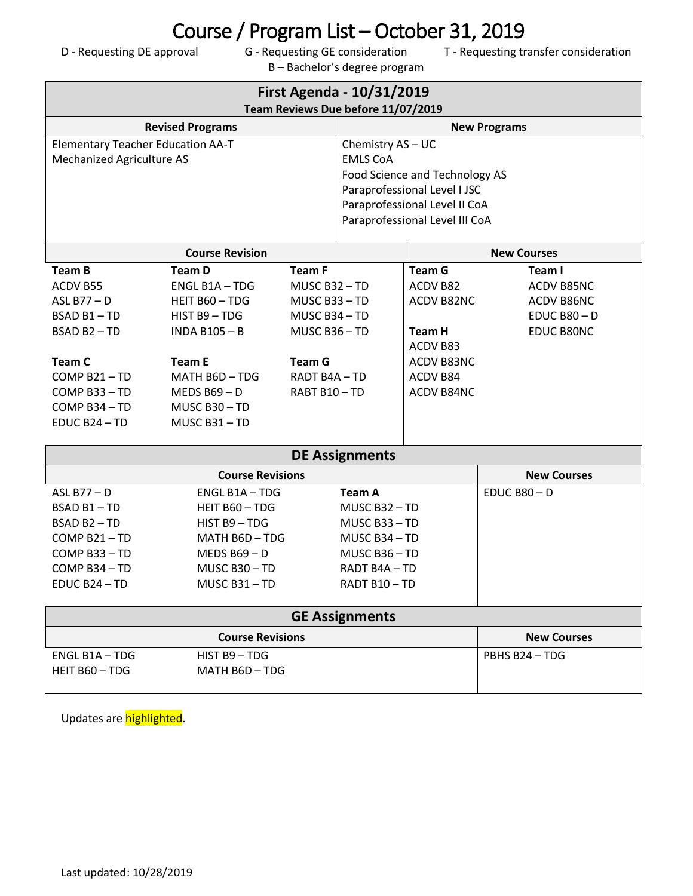# Course / Program List – October 31, 2019

D - Requesting DE approval | G - Requesting GE consideration | T - Requesting transfer consideration

B – Bachelor's degree program

## First Agenda - 10/31/2019

**Team Reviews Due before 11/07/2019**

| Revised Programs | New Programs |
|---|---|
| Elementary Teacher Education AA-T<br>Mechanized Agriculture AS | Chemistry AS – UC<br>EMLS CoA<br>Food Science and Technology AS<br>Paraprofessional Level I JSC<br>Paraprofessional Level II CoA<br>Paraprofessional Level III CoA |

| Course Revision | | | New Courses | |
|---|---|---|---|---|
| **Team B**<br>ACDV B55<br>ASL B77 – D<br>BSAD B1 – TD<br>BSAD B2 – TD | **Team D**<br>ENGL B1A – TDG<br>HEIT B60 – TDG<br>HIST B9 – TDG<br>INDA B105 – B | **Team F**<br>MUSC B32 – TD<br>MUSC B33 – TD<br>MUSC B34 – TD<br>MUSC B36 – TD | **Team G**<br>ACDV B82<br>ACDV B82NC | **Team I**<br>ACDV B85NC<br>ACDV B86NC<br>EDUC B80 – D<br>EDUC B80NC |
| **Team C**<br>COMP B21 – TD<br>COMP B33 – TD<br>COMP B34 – TD<br>EDUC B24 – TD | **Team E**<br>MATH B6D – TDG<br>MEDS B69 – D<br>MUSC B30 – TD<br>MUSC B31 – TD | **Team G**<br>RADT B4A – TD<br>RABT B10 – TD | **Team H**<br>ACDV B83<br>ACDV B83NC<br>ACDV B84<br>ACDV B84NC | |

## DE Assignments

| Course Revisions | | | New Courses |
|---|---|---|---|
| ASL B77 – D<br>BSAD B1 – TD<br>BSAD B2 – TD<br>COMP B21 – TD<br>COMP B33 – TD<br>COMP B34 – TD<br>EDUC B24 – TD | ENGL B1A – TDG<br>HEIT B60 – TDG<br>HIST B9 – TDG<br>MATH B6D – TDG<br>MEDS B69 – D<br>MUSC B30 – TD<br>MUSC B31 – TD | **Team A**<br>MUSC B32 – TD<br>MUSC B33 – TD<br>MUSC B34 – TD<br>MUSC B36 – TD<br>RADT B4A – TD<br>RADT B10 – TD | EDUC B80 – D |

## GE Assignments

| Course Revisions | | New Courses |
|---|---|---|
| ENGL B1A – TDG<br>HEIT B60 – TDG | HIST B9 – TDG<br>MATH B6D – TDG | PBHS B24 – TDG |

Updates are highlighted.

Last updated: 10/28/2019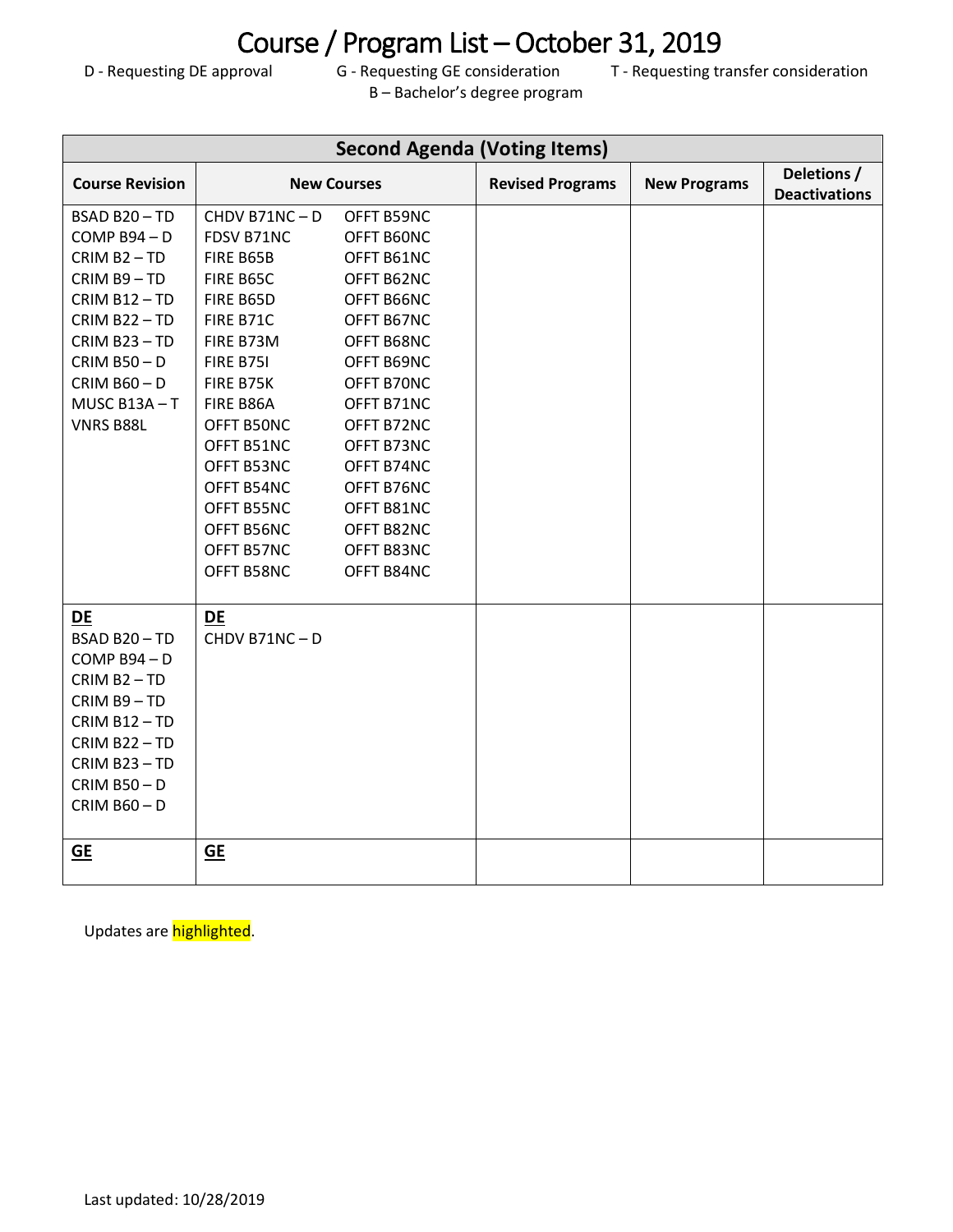# Course / Program List – October 31, 2019

D - Requesting DE approval G - Requesting GE consideration T - Requesting transfer consideration
B – Bachelor's degree program

| Second Agenda (Voting Items) | | | | | |
|---|---|---|---|---|---|
| **Course Revision** | **New Courses** | | **Revised Programs** | **New Programs** | **Deletions / Deactivations** |
| BSAD B20 – TD<br>COMP B94 – D<br>CRIM B2 – TD<br>CRIM B9 – TD<br>CRIM B12 – TD<br>CRIM B22 – TD<br>CRIM B23 – TD<br>CRIM B50 – D<br>CRIM B60 – D<br>MUSC B13A – T<br>VNRS B88L | CHDV B71NC – D<br>FDSV B71NC<br>FIRE B65B<br>FIRE B65C<br>FIRE B65D<br>FIRE B71C<br>FIRE B73M<br>FIRE B75I<br>FIRE B75K<br>FIRE B86A<br>OFFT B50NC<br>OFFT B51NC<br>OFFT B53NC<br>OFFT B54NC<br>OFFT B55NC<br>OFFT B56NC<br>OFFT B57NC<br>OFFT B58NC | OFFT B59NC<br>OFFT B60NC<br>OFFT B61NC<br>OFFT B62NC<br>OFFT B66NC<br>OFFT B67NC<br>OFFT B68NC<br>OFFT B69NC<br>OFFT B70NC<br>OFFT B71NC<br>OFFT B72NC<br>OFFT B73NC<br>OFFT B74NC<br>OFFT B76NC<br>OFFT B81NC<br>OFFT B82NC<br>OFFT B83NC<br>OFFT B84NC | | | |
| **DE**<br>BSAD B20 – TD<br>COMP B94 – D<br>CRIM B2 – TD<br>CRIM B9 – TD<br>CRIM B12 – TD<br>CRIM B22 – TD<br>CRIM B23 – TD<br>CRIM B50 – D<br>CRIM B60 – D | **DE**<br>CHDV B71NC – D | | | | |
| **GE** | **GE** | | | | |

Updates are highlighted.

Last updated: 10/28/2019